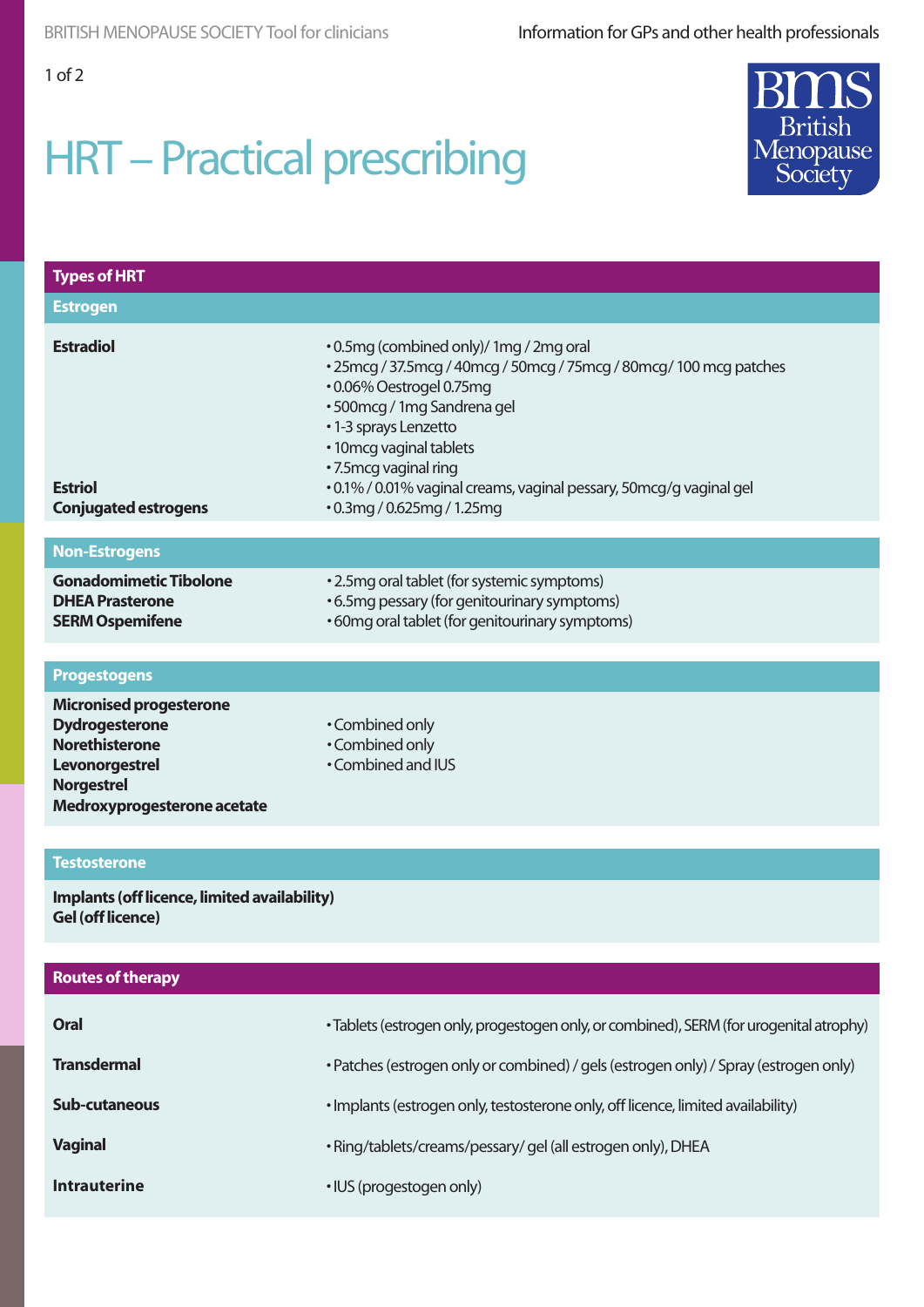# HRT – Practical prescribing

## Types of HRT

### Estrogen

| | |
|---|---|
| **Estradiol** | • 0.5mg (combined only)/ 1mg / 2mg oral<br>• 25mcg / 37.5mcg / 40mcg / 50mcg / 75mcg / 80mcg/ 100 mcg patches<br>• 0.06% Oestrogel 0.75mg<br>• 500mcg / 1mg Sandrena gel<br>• 1-3 sprays Lenzetto<br>• 10mcg vaginal tablets<br>• 7.5mcg vaginal ring |
| **Estriol** | • 0.1% / 0.01% vaginal creams, vaginal pessary, 50mcg/g vaginal gel |
| **Conjugated estrogens** | • 0.3mg / 0.625mg / 1.25mg |

### Non-Estrogens

| | |
|---|---|
| **Gonadomimetic Tibolone** | • 2.5mg oral tablet (for systemic symptoms) |
| **DHEA Prasterone** | • 6.5mg pessary (for genitourinary symptoms) |
| **SERM Ospemifene** | • 60mg oral tablet (for genitourinary symptoms) |

### Progestogens

| | |
|---|---|
| **Micronised progesterone** | |
| **Dydrogesterone** | • Combined only |
| **Norethisterone** | • Combined only |
| **Levonorgestrel** | • Combined and IUS |
| **Norgestrel** | |
| **Medroxyprogesterone acetate** | |

### Testosterone

**Implants (off licence, limited availability)**
**Gel (off licence)**

## Routes of therapy

| | |
|---|---|
| **Oral** | • Tablets (estrogen only, progestogen only, or combined), SERM (for urogenital atrophy) |
| **Transdermal** | • Patches (estrogen only or combined) / gels (estrogen only) / Spray (estrogen only) |
| **Sub-cutaneous** | • Implants (estrogen only, testosterone only, off licence, limited availability) |
| **Vaginal** | • Ring/tablets/creams/pessary/ gel (all estrogen only), DHEA |
| **Intrauterine** | • IUS (progestogen only) |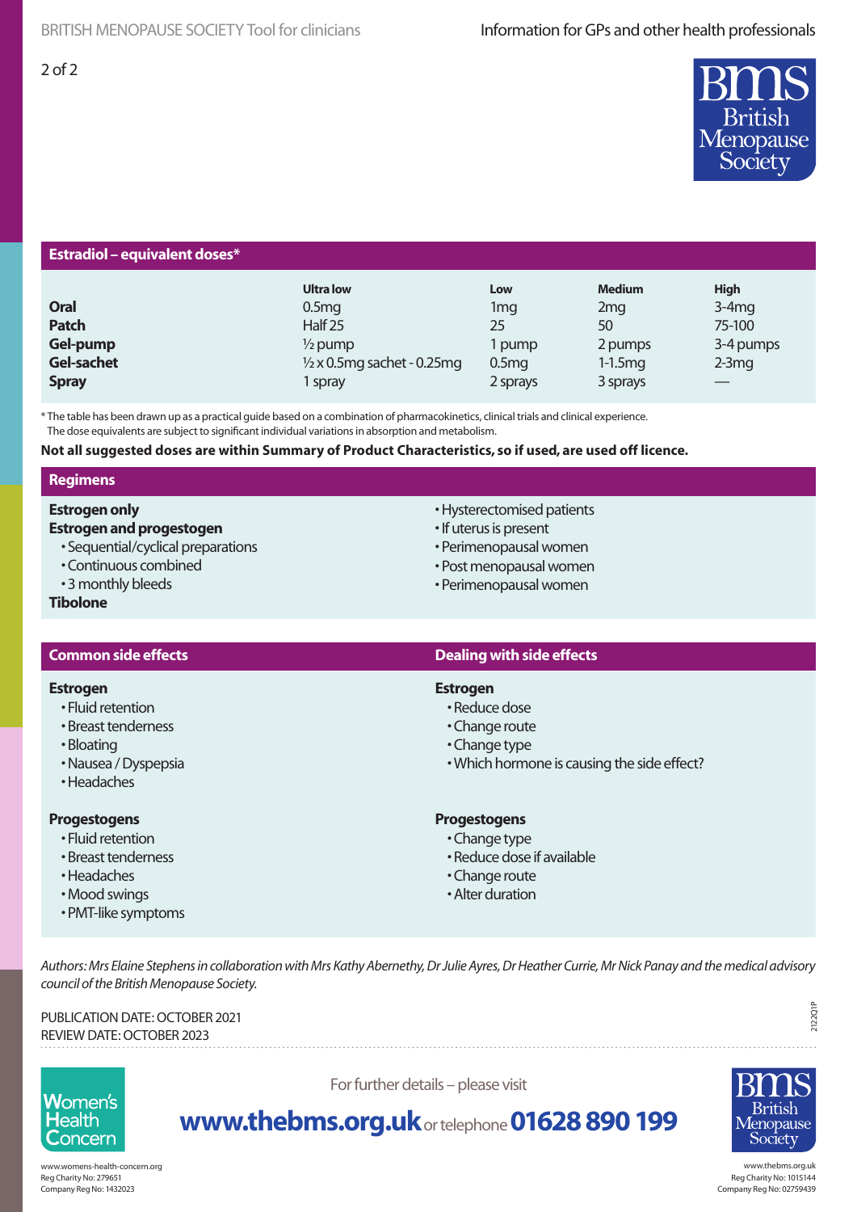## Estradiol – equivalent doses*

| | Ultra low | Low | Medium | High |
|---|---|---|---|---|
| **Oral** | 0.5mg | 1mg | 2mg | 3-4mg |
| **Patch** | Half 25 | 25 | 50 | 75-100 |
| **Gel-pump** | ½ pump | 1 pump | 2 pumps | 3-4 pumps |
| **Gel-sachet** | ½ x 0.5mg sachet - 0.25mg | 0.5mg | 1-1.5mg | 2-3mg |
| **Spray** | 1 spray | 2 sprays | 3 sprays | — |

* The table has been drawn up as a practical guide based on a combination of pharmacokinetics, clinical trials and clinical experience. The dose equivalents are subject to significant individual variations in absorption and metabolism.

**Not all suggested doses are within Summary of Product Characteristics, so if used, are used off licence.**

## Regimens

**Estrogen only**
- Hysterectomised patients

**Estrogen and progestogen**
- If uterus is present

- Sequential/cyclical preparations
  - Perimenopausal women
- Continuous combined
  - Post menopausal women
- 3 monthly bleeds
  - Perimenopausal women

**Tibolone**

## Common side effects

**Estrogen**
- Fluid retention
- Breast tenderness
- Bloating
- Nausea / Dyspepsia
- Headaches

**Progestogens**
- Fluid retention
- Breast tenderness
- Headaches
- Mood swings
- PMT-like symptoms

## Dealing with side effects

**Estrogen**
- Reduce dose
- Change route
- Change type
- Which hormone is causing the side effect?

**Progestogens**
- Change type
- Reduce dose if available
- Change route
- Alter duration

*Authors: Mrs Elaine Stephens in collaboration with Mrs Kathy Abernethy, Dr Julie Ayres, Dr Heather Currie, Mr Nick Panay and the medical advisory council of the British Menopause Society.*

PUBLICATION DATE: OCTOBER 2021
REVIEW DATE: OCTOBER 2023

2122Q1P

For further details – please visit

**www.thebms.org.uk** or telephone **01628 890 199**

Women's Health Concern
www.womens-health-concern.org
Reg Charity No: 279651
Company Reg No: 1432023

BMS British Menopause Society
www.thebms.org.uk
Reg Charity No: 1015144
Company Reg No: 02759439